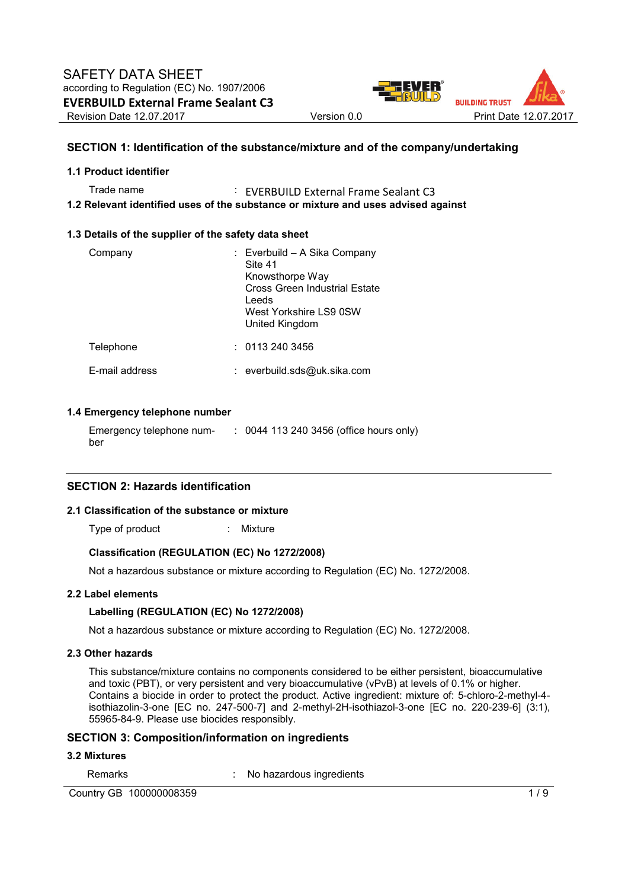# SAFETY DATA SHEET

according to Regulation (EC) No. 1907/2006

**EVERBUILD External Frame Sealant C3**

Revision Date 12.07.2017 | Version 0.0 | Print Date 12.07.2017

## SECTION 1: Identification of the substance/mixture and of the company/undertaking

### 1.1 Product identifier

Trade name : EVERBUILD External Frame Sealant C3

### 1.2 Relevant identified uses of the substance or mixture and uses advised against

### 1.3 Details of the supplier of the safety data sheet

Company : Everbuild – A Sika Company
Site 41
Knowsthorpe Way
Cross Green Industrial Estate
Leeds
West Yorkshire LS9 0SW
United Kingdom

Telephone : 0113 240 3456

E-mail address : everbuild.sds@uk.sika.com

### 1.4 Emergency telephone number

Emergency telephone number : 0044 113 240 3456 (office hours only)

## SECTION 2: Hazards identification

### 2.1 Classification of the substance or mixture

Type of product : Mixture

**Classification (REGULATION (EC) No 1272/2008)**

Not a hazardous substance or mixture according to Regulation (EC) No. 1272/2008.

### 2.2 Label elements

**Labelling (REGULATION (EC) No 1272/2008)**

Not a hazardous substance or mixture according to Regulation (EC) No. 1272/2008.

### 2.3 Other hazards

This substance/mixture contains no components considered to be either persistent, bioaccumulative and toxic (PBT), or very persistent and very bioaccumulative (vPvB) at levels of 0.1% or higher.
Contains a biocide in order to protect the product. Active ingredient: mixture of: 5-chloro-2-methyl-4-isothiazolin-3-one [EC no. 247-500-7] and 2-methyl-2H-isothiazol-3-one [EC no. 220-239-6] (3:1), 55965-84-9. Please use biocides responsibly.

## SECTION 3: Composition/information on ingredients

### 3.2 Mixtures

Remarks : No hazardous ingredients

Country GB 100000008359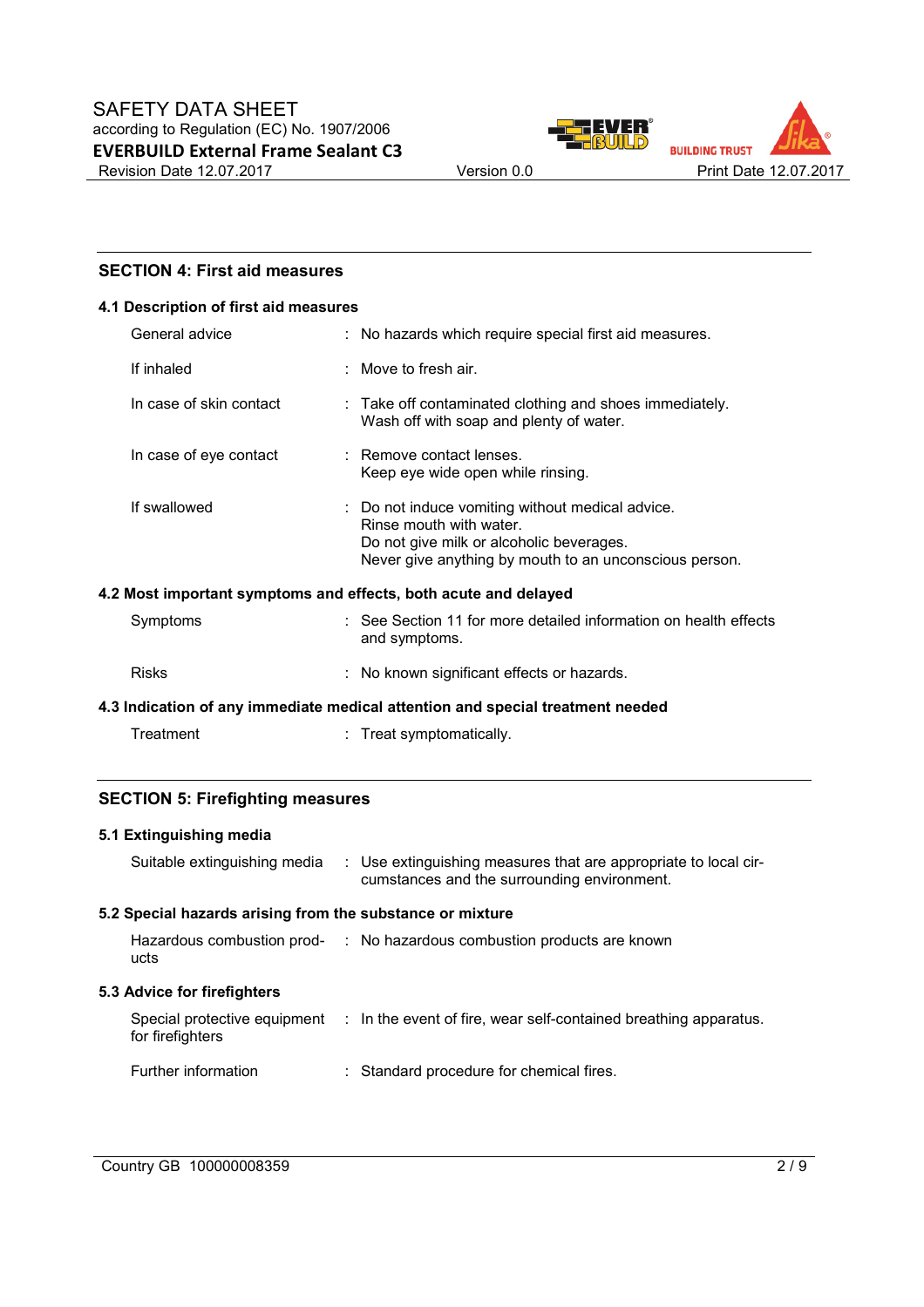## SECTION 4: First aid measures

### 4.1 Description of first aid measures

| | |
|---|---|
| General advice | : No hazards which require special first aid measures. |
| If inhaled | : Move to fresh air. |
| In case of skin contact | : Take off contaminated clothing and shoes immediately. Wash off with soap and plenty of water. |
| In case of eye contact | : Remove contact lenses. Keep eye wide open while rinsing. |
| If swallowed | : Do not induce vomiting without medical advice. Rinse mouth with water. Do not give milk or alcoholic beverages. Never give anything by mouth to an unconscious person. |

### 4.2 Most important symptoms and effects, both acute and delayed

| | |
|---|---|
| Symptoms | : See Section 11 for more detailed information on health effects and symptoms. |
| Risks | : No known significant effects or hazards. |

### 4.3 Indication of any immediate medical attention and special treatment needed

| | |
|---|---|
| Treatment | : Treat symptomatically. |

## SECTION 5: Firefighting measures

### 5.1 Extinguishing media

| | |
|---|---|
| Suitable extinguishing media | : Use extinguishing measures that are appropriate to local circumstances and the surrounding environment. |

### 5.2 Special hazards arising from the substance or mixture

| | |
|---|---|
| Hazardous combustion products | : No hazardous combustion products are known |

### 5.3 Advice for firefighters

| | |
|---|---|
| Special protective equipment for firefighters | : In the event of fire, wear self-contained breathing apparatus. |
| Further information | : Standard procedure for chemical fires. |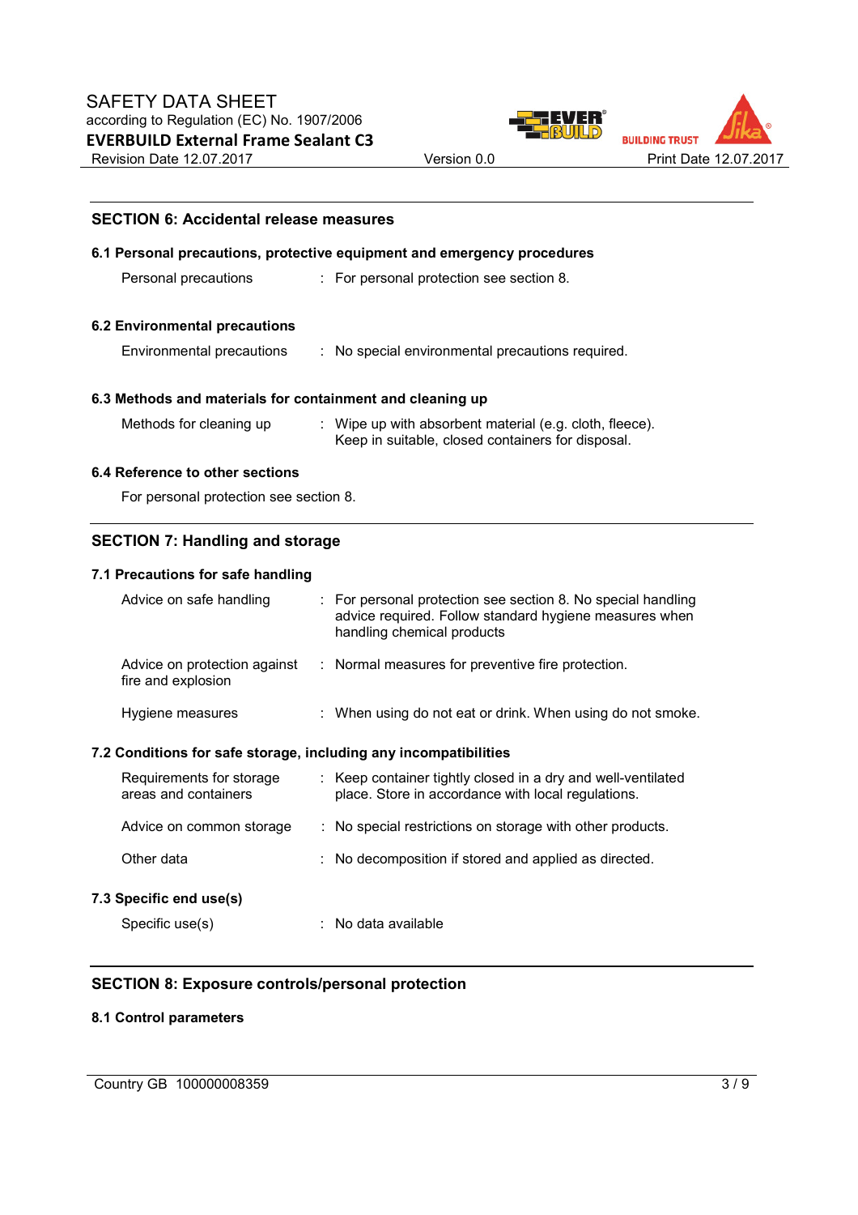## SECTION 6: Accidental release measures

### 6.1 Personal precautions, protective equipment and emergency procedures

| | | |
|---|---|---|
| Personal precautions | : | For personal protection see section 8. |

### 6.2 Environmental precautions

| | | |
|---|---|---|
| Environmental precautions | : | No special environmental precautions required. |

### 6.3 Methods and materials for containment and cleaning up

| | | |
|---|---|---|
| Methods for cleaning up | : | Wipe up with absorbent material (e.g. cloth, fleece). Keep in suitable, closed containers for disposal. |

### 6.4 Reference to other sections

For personal protection see section 8.

## SECTION 7: Handling and storage

### 7.1 Precautions for safe handling

| | | |
|---|---|---|
| Advice on safe handling | : | For personal protection see section 8. No special handling advice required. Follow standard hygiene measures when handling chemical products |
| Advice on protection against fire and explosion | : | Normal measures for preventive fire protection. |
| Hygiene measures | : | When using do not eat or drink. When using do not smoke. |

### 7.2 Conditions for safe storage, including any incompatibilities

| | | |
|---|---|---|
| Requirements for storage areas and containers | : | Keep container tightly closed in a dry and well-ventilated place. Store in accordance with local regulations. |
| Advice on common storage | : | No special restrictions on storage with other products. |
| Other data | : | No decomposition if stored and applied as directed. |

### 7.3 Specific end use(s)

| | | |
|---|---|---|
| Specific use(s) | : | No data available |

## SECTION 8: Exposure controls/personal protection

### 8.1 Control parameters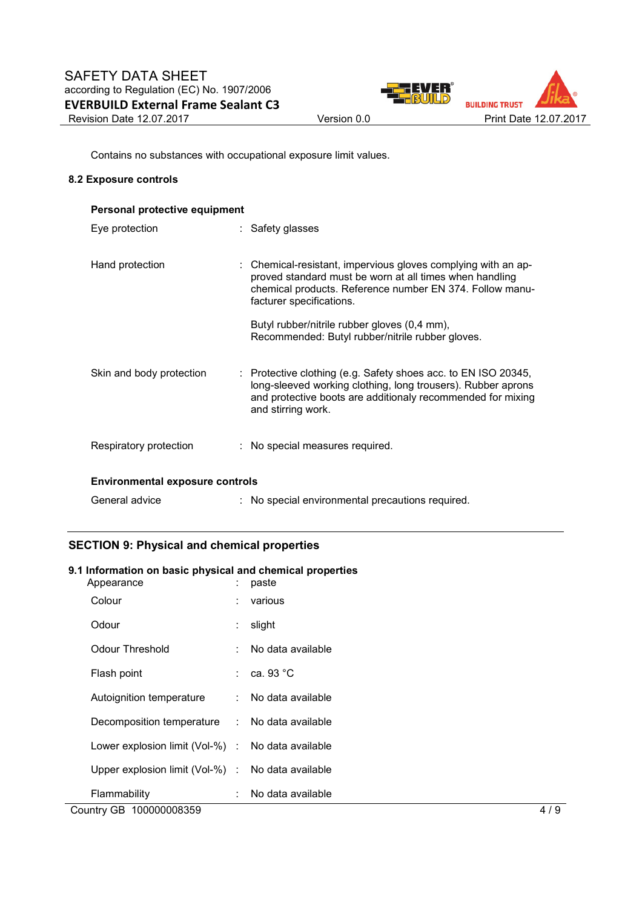Contains no substances with occupational exposure limit values.

## 8.2 Exposure controls

### Personal protective equipment

| | |
|---|---|
| Eye protection | : Safety glasses |
| Hand protection | : Chemical-resistant, impervious gloves complying with an approved standard must be worn at all times when handling chemical products. Reference number EN 374. Follow manufacturer specifications.<br><br>Butyl rubber/nitrile rubber gloves (0,4 mm), Recommended: Butyl rubber/nitrile rubber gloves. |
| Skin and body protection | : Protective clothing (e.g. Safety shoes acc. to EN ISO 20345, long-sleeved working clothing, long trousers). Rubber aprons and protective boots are additionaly recommended for mixing and stirring work. |
| Respiratory protection | : No special measures required. |

### Environmental exposure controls

| | |
|---|---|
| General advice | : No special environmental precautions required. |

## SECTION 9: Physical and chemical properties

### 9.1 Information on basic physical and chemical properties

| | |
|---|---|
| Appearance | : paste |
| Colour | : various |
| Odour | : slight |
| Odour Threshold | : No data available |
| Flash point | : ca. 93 °C |
| Autoignition temperature | : No data available |
| Decomposition temperature | : No data available |
| Lower explosion limit (Vol-%) | : No data available |
| Upper explosion limit (Vol-%) | : No data available |
| Flammability | : No data available |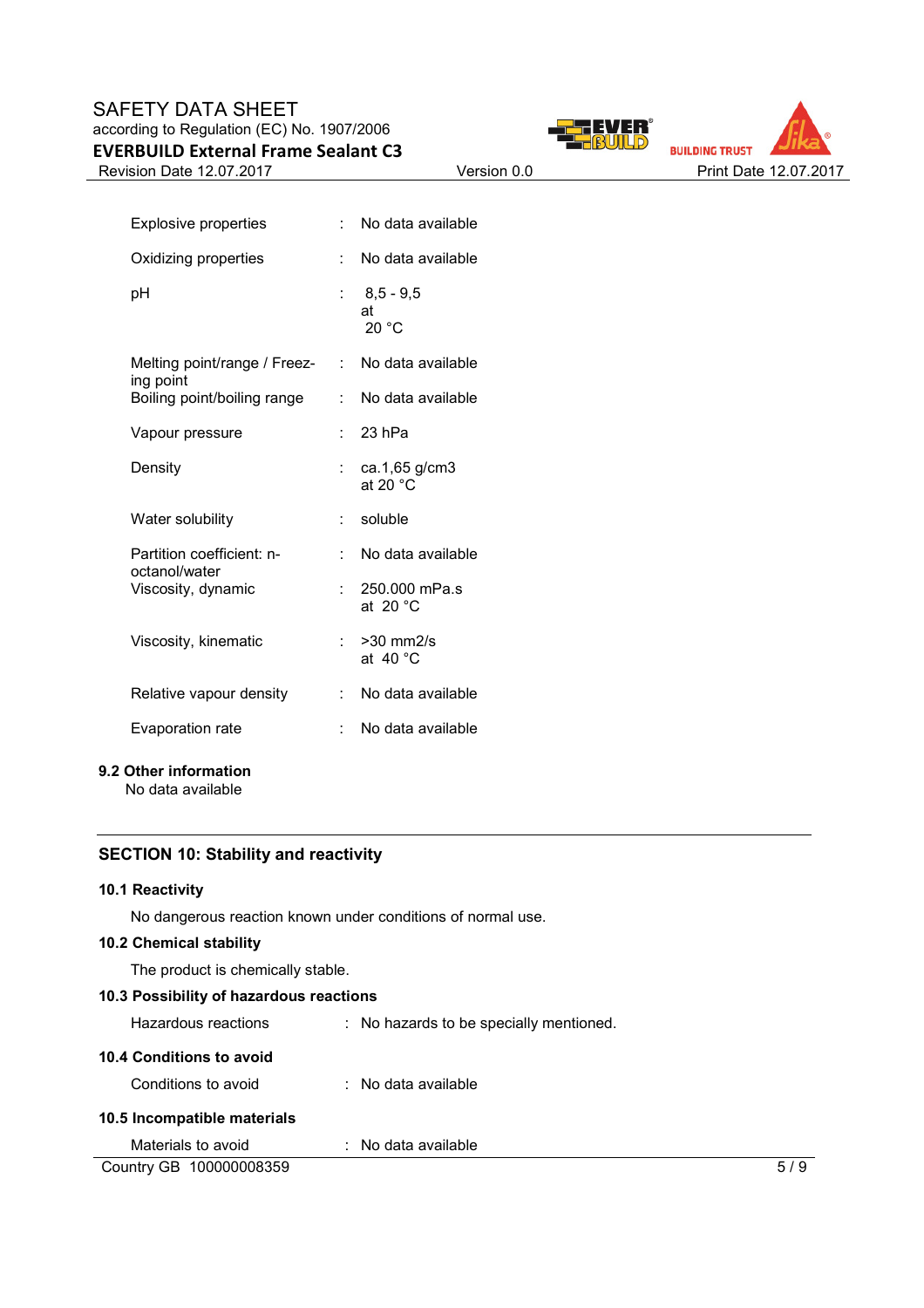| Property | | Value |
|---|---|---|
| Explosive properties | : | No data available |
| Oxidizing properties | : | No data available |
| pH | : | 8,5 - 9,5 at 20 °C |
| Melting point/range / Freezing point | : | No data available |
| Boiling point/boiling range | : | No data available |
| Vapour pressure | : | 23 hPa |
| Density | : | ca.1,65 g/cm3 at 20 °C |
| Water solubility | : | soluble |
| Partition coefficient: n-octanol/water | : | No data available |
| Viscosity, dynamic | : | 250.000 mPa.s at 20 °C |
| Viscosity, kinematic | : | >30 mm2/s at 40 °C |
| Relative vapour density | : | No data available |
| Evaporation rate | : | No data available |

### 9.2 Other information

No data available

## SECTION 10: Stability and reactivity

### 10.1 Reactivity

No dangerous reaction known under conditions of normal use.

### 10.2 Chemical stability

The product is chemically stable.

### 10.3 Possibility of hazardous reactions

Hazardous reactions : No hazards to be specially mentioned.

### 10.4 Conditions to avoid

Conditions to avoid : No data available

### 10.5 Incompatible materials

Materials to avoid : No data available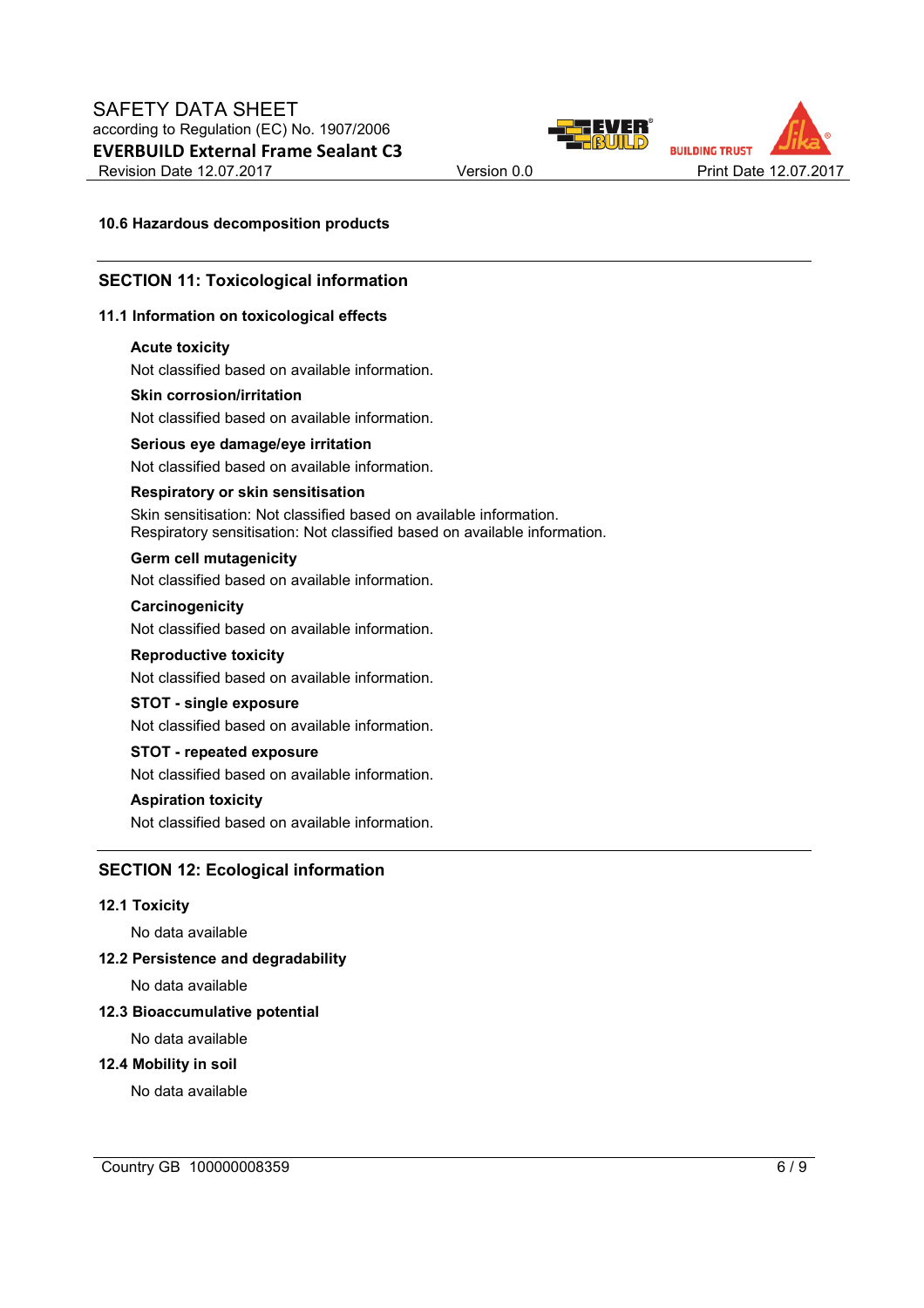**10.6 Hazardous decomposition products**

## SECTION 11: Toxicological information

### 11.1 Information on toxicological effects

**Acute toxicity**

Not classified based on available information.

**Skin corrosion/irritation**

Not classified based on available information.

**Serious eye damage/eye irritation**

Not classified based on available information.

**Respiratory or skin sensitisation**

Skin sensitisation: Not classified based on available information.
Respiratory sensitisation: Not classified based on available information.

**Germ cell mutagenicity**

Not classified based on available information.

**Carcinogenicity**

Not classified based on available information.

**Reproductive toxicity**

Not classified based on available information.

**STOT - single exposure**

Not classified based on available information.

**STOT - repeated exposure**

Not classified based on available information.

**Aspiration toxicity**

Not classified based on available information.

## SECTION 12: Ecological information

### 12.1 Toxicity

No data available

### 12.2 Persistence and degradability

No data available

### 12.3 Bioaccumulative potential

No data available

### 12.4 Mobility in soil

No data available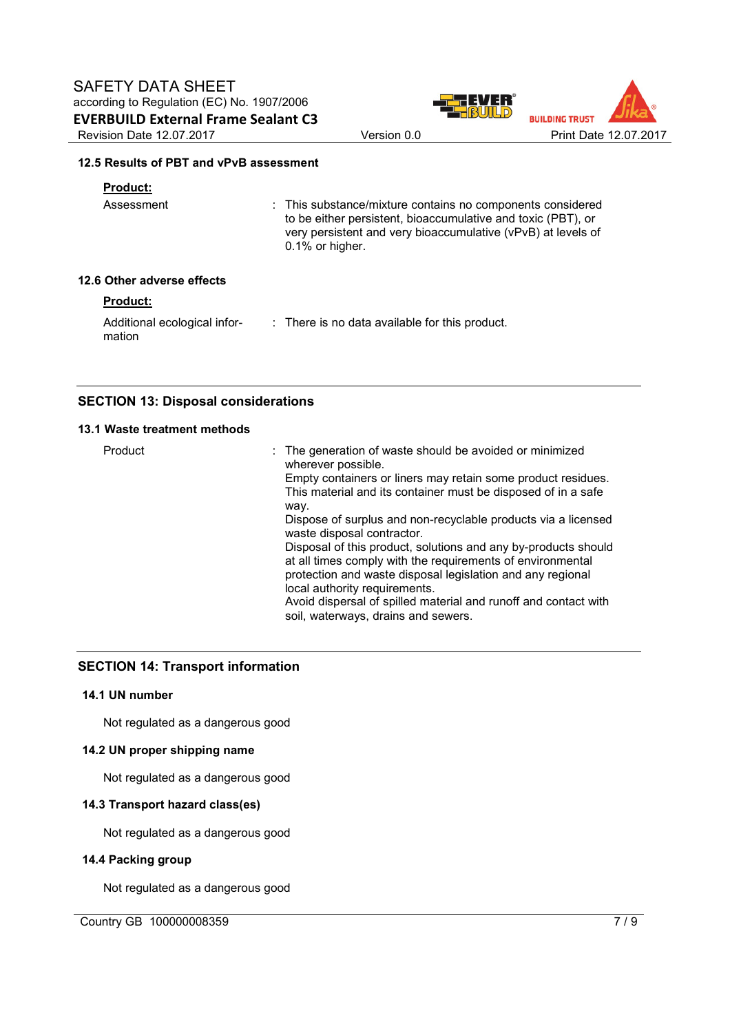### 12.5 Results of PBT and vPvB assessment

**Product:**

| | |
|---|---|
| Assessment | : This substance/mixture contains no components considered to be either persistent, bioaccumulative and toxic (PBT), or very persistent and very bioaccumulative (vPvB) at levels of 0.1% or higher. |

### 12.6 Other adverse effects

**Product:**

| | |
|---|---|
| Additional ecological information | : There is no data available for this product. |

## SECTION 13: Disposal considerations

### 13.1 Waste treatment methods

| | |
|---|---|
| Product | : The generation of waste should be avoided or minimized wherever possible. Empty containers or liners may retain some product residues. This material and its container must be disposed of in a safe way. Dispose of surplus and non-recyclable products via a licensed waste disposal contractor. Disposal of this product, solutions and any by-products should at all times comply with the requirements of environmental protection and waste disposal legislation and any regional local authority requirements. Avoid dispersal of spilled material and runoff and contact with soil, waterways, drains and sewers. |

## SECTION 14: Transport information

### 14.1 UN number

Not regulated as a dangerous good

### 14.2 UN proper shipping name

Not regulated as a dangerous good

### 14.3 Transport hazard class(es)

Not regulated as a dangerous good

### 14.4 Packing group

Not regulated as a dangerous good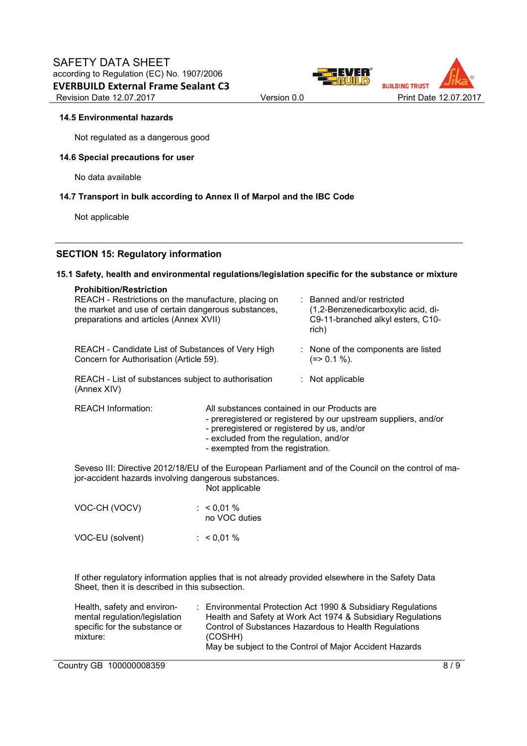#### 14.5 Environmental hazards

Not regulated as a dangerous good

#### 14.6 Special precautions for user

No data available

#### 14.7 Transport in bulk according to Annex II of Marpol and the IBC Code

Not applicable

## SECTION 15: Regulatory information

### 15.1 Safety, health and environmental regulations/legislation specific for the substance or mixture

**Prohibition/Restriction**

| | |
|---|---|
| REACH - Restrictions on the manufacture, placing on the market and use of certain dangerous substances, preparations and articles (Annex XVII) | : Banned and/or restricted (1,2-Benzenedicarboxylic acid, di-C9-11-branched alkyl esters, C10-rich) |
| REACH - Candidate List of Substances of Very High Concern for Authorisation (Article 59). | : None of the components are listed (=> 0.1 %). |
| REACH - List of substances subject to authorisation (Annex XIV) | : Not applicable |

REACH Information: All substances contained in our Products are
- preregistered or registered by our upstream suppliers, and/or
- preregistered or registered by us, and/or
- excluded from the regulation, and/or
- exempted from the registration.

Seveso III: Directive 2012/18/EU of the European Parliament and of the Council on the control of major-accident hazards involving dangerous substances.
Not applicable

| | |
|---|---|
| VOC-CH (VOCV) | : < 0,01 % no VOC duties |
| VOC-EU (solvent) | : < 0,01 % |

If other regulatory information applies that is not already provided elsewhere in the Safety Data Sheet, then it is described in this subsection.

Health, safety and environmental regulation/legislation specific for the substance or mixture: Environmental Protection Act 1990 & Subsidiary Regulations
Health and Safety at Work Act 1974 & Subsidiary Regulations
Control of Substances Hazardous to Health Regulations (COSHH)
May be subject to the Control of Major Accident Hazards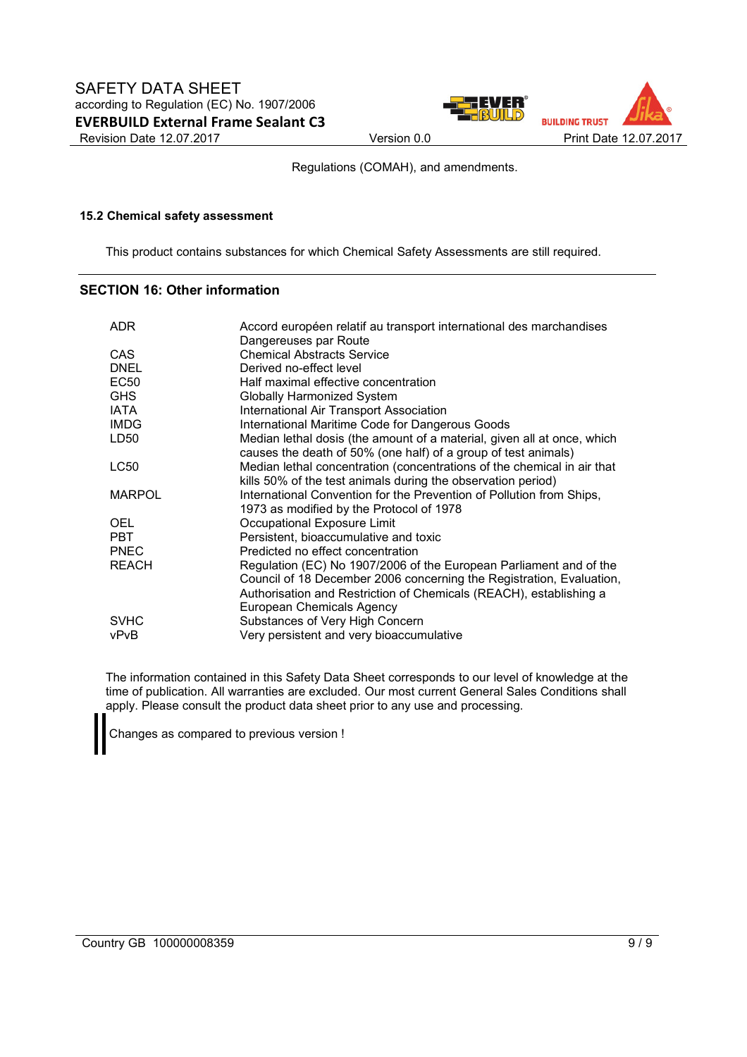Regulations (COMAH), and amendments.

### 15.2 Chemical safety assessment

This product contains substances for which Chemical Safety Assessments are still required.

## SECTION 16: Other information

| | |
|---|---|
| ADR | Accord européen relatif au transport international des marchandises Dangereuses par Route |
| CAS | Chemical Abstracts Service |
| DNEL | Derived no-effect level |
| EC50 | Half maximal effective concentration |
| GHS | Globally Harmonized System |
| IATA | International Air Transport Association |
| IMDG | International Maritime Code for Dangerous Goods |
| LD50 | Median lethal dosis (the amount of a material, given all at once, which causes the death of 50% (one half) of a group of test animals) |
| LC50 | Median lethal concentration (concentrations of the chemical in air that kills 50% of the test animals during the observation period) |
| MARPOL | International Convention for the Prevention of Pollution from Ships, 1973 as modified by the Protocol of 1978 |
| OEL | Occupational Exposure Limit |
| PBT | Persistent, bioaccumulative and toxic |
| PNEC | Predicted no effect concentration |
| REACH | Regulation (EC) No 1907/2006 of the European Parliament and of the Council of 18 December 2006 concerning the Registration, Evaluation, Authorisation and Restriction of Chemicals (REACH), establishing a European Chemicals Agency |
| SVHC | Substances of Very High Concern |
| vPvB | Very persistent and very bioaccumulative |

The information contained in this Safety Data Sheet corresponds to our level of knowledge at the time of publication. All warranties are excluded. Our most current General Sales Conditions shall apply. Please consult the product data sheet prior to any use and processing.

Changes as compared to previous version !